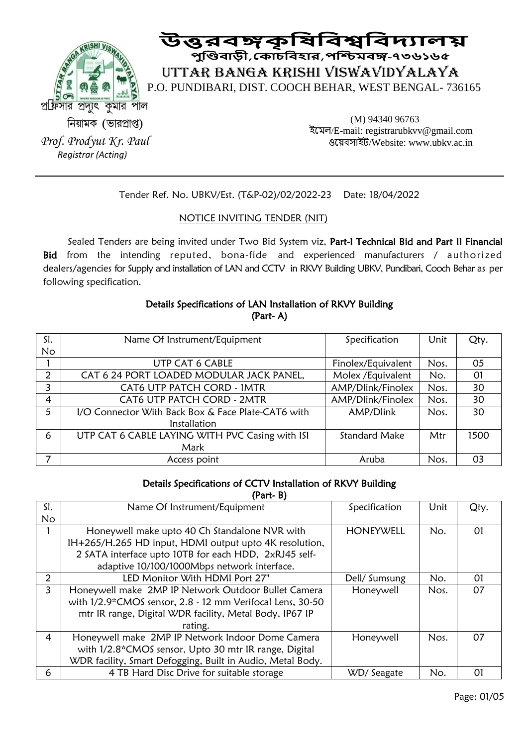# উত্তরবঙ্গকৃষিবিশ্ববিদ্যালয়

**পুণ্ডিবাড়ী, কোচবিহার, পশ্চিমবঙ্গ-৭৩৬১৬৫**

## UTTAR BANGA KRISHI VISWAVIDYALAYA

P.O. PUNDIBARI, DIST. COOCH BEHAR, WEST BENGAL- 736165

প্রফিসার প্রদ্যুৎ কুমার পাল
নিয়ামক (ভারপ্রাপ্ত)
*Prof. Prodyut Kr. Paul*
*Registrar (Acting)*

(M) 94340 96763
ইমেল/E-mail: registrarubkvv@gmail.com
ওয়েবসাইট/Website: www.ubkv.ac.in

---

Tender Ref. No. UBKV/Est. (T&P-02)/02/2022-23 Date: 18/04/2022

NOTICE INVITING TENDER (NIT)

Sealed Tenders are being invited under Two Bid System viz, **Part-I Technical Bid and Part II Financial Bid** from the intending reputed, bona-fide and experienced manufacturers / authorized dealers/agencies for Supply and installation of LAN and CCTV in RKVY Building UBKV, Pundibari, Cooch Behar as per following specification.

**Details Specifications of LAN Installation of RKVY Building**
**(Part- A)**

| Sl. No | Name Of Instrument/Equipment | Specification | Unit | Qty. |
|---|---|---|---|---|
| 1 | UTP CAT 6 CABLE | Finolex/Equivalent | Nos. | 05 |
| 2 | CAT 6 24 PORT LOADED MODULAR JACK PANEL, | Molex /Equivalent | No. | 01 |
| 3 | CAT6 UTP PATCH CORD - 1MTR | AMP/Dlink/Finolex | Nos. | 30 |
| 4 | CAT6 UTP PATCH CORD - 2MTR | AMP/Dlink/Finolex | Nos. | 30 |
| 5 | I/O Connector With Back Box & Face Plate-CAT6 with Installation | AMP/Dlink | Nos. | 30 |
| 6 | UTP CAT 6 CABLE LAYING WITH PVC Casing with ISI Mark | Standard Make | Mtr | 1500 |
| 7 | Access point | Aruba | Nos. | 03 |

**Details Specifications of CCTV Installation of RKVY Building**
**(Part- B)**

| Sl. No | Name Of Instrument/Equipment | Specification | Unit | Qty. |
|---|---|---|---|---|
| 1 | Honeywell make upto 40 Ch Standalone NVR with IH+265/H.265 HD input, HDMI output upto 4K resolution, 2 SATA interface upto 10TB for each HDD, 2xRJ45 self-adaptive 10/100/1000Mbps network interface. | HONEYWELL | No. | 01 |
| 2 | LED Monitor With HDMI Port 27" | Dell/ Sumsung | No. | 01 |
| 3 | Honeywell make 2MP IP Network Outdoor Bullet Camera with 1/2.9*CMOS sensor, 2.8 - 12 mm Verifocal Lens, 30-50 mtr IR range, Digital WDR facility, Metal Body, IP67 IP rating. | Honeywell | Nos. | 07 |
| 4 | Honeywell make 2MP IP Network Indoor Dome Camera with 1/2.8*CMOS sensor, Upto 30 mtr IR range, Digital WDR facility, Smart Defogging, Built in Audio, Metal Body. | Honeywell | Nos. | 07 |
| 6 | 4 TB Hard Disc Drive for suitable storage | WD/ Seagate | No. | 01 |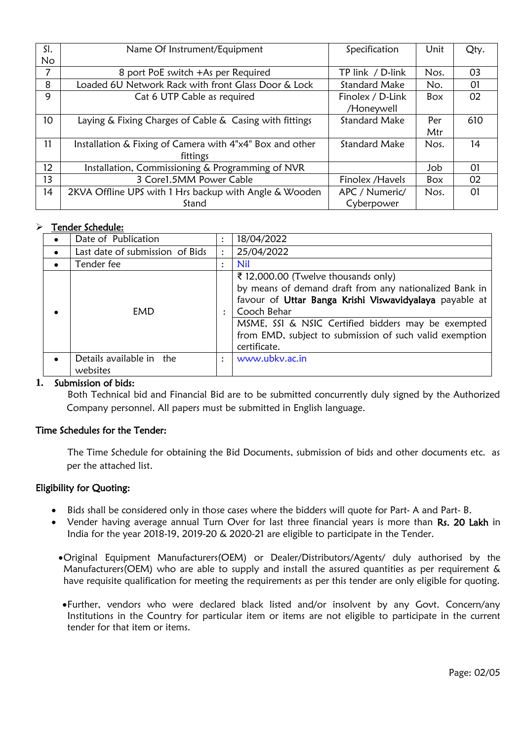| Sl. No | Name Of Instrument/Equipment | Specification | Unit | Qty. |
|---|---|---|---|---|
| 7 | 8 port PoE switch +As per Required | TP link / D-link | Nos. | 03 |
| 8 | Loaded 6U Network Rack with front Glass Door & Lock | Standard Make | No. | 01 |
| 9 | Cat 6 UTP Cable as required | Finolex / D-Link /Honeywell | Box | 02 |
| 10 | Laying & Fixing Charges of Cable & Casing with fittings | Standard Make | Per Mtr | 610 |
| 11 | Installation & Fixing of Camera with 4"x4" Box and other fittings | Standard Make | Nos. | 14 |
| 12 | Installation, Commissioning & Programming of NVR | | Job | 01 |
| 13 | 3 Core1.5MM Power Cable | Finolex /Havels | Box | 02 |
| 14 | 2KVA Offline UPS with 1 Hrs backup with Angle & Wooden Stand | APC / Numeric/ Cyberpower | Nos. | 01 |

- **Tender Schedule:**

| | | | |
|---|---|---|---|
| • | Date of Publication | : | 18/04/2022 |
| • | Last date of submission of Bids | : | 25/04/2022 |
| • | Tender fee | : | Nil |
| • | EMD | : | ₹ 12,000.00 (Twelve thousands only) by means of demand draft from any nationalized Bank in favour of **Uttar Banga Krishi Viswavidyalaya** payable at Cooch Behar<br>MSME, SSI & NSIC Certified bidders may be exempted from EMD, subject to submission of such valid exemption certificate. |
| • | Details available in the websites | : | www.ubkv.ac.in |

**1. Submission of bids:**

Both Technical bid and Financial Bid are to be submitted concurrently duly signed by the Authorized Company personnel. All papers must be submitted in English language.

**Time Schedules for the Tender:**

The Time Schedule for obtaining the Bid Documents, submission of bids and other documents etc. as per the attached list.

**Eligibility for Quoting:**

- Bids shall be considered only in those cases where the bidders will quote for Part- A and Part- B.
- Vender having average annual Turn Over for last three financial years is more than **Rs. 20 Lakh** in India for the year 2018-19, 2019-20 & 2020-21 are eligible to participate in the Tender.
- Original Equipment Manufacturers(OEM) or Dealer/Distributors/Agents/ duly authorised by the Manufacturers(OEM) who are able to supply and install the assured quantities as per requirement & have requisite qualification for meeting the requirements as per this tender are only eligible for quoting.
- Further, vendors who were declared black listed and/or insolvent by any Govt. Concern/any Institutions in the Country for particular item or items are not eligible to participate in the current tender for that item or items.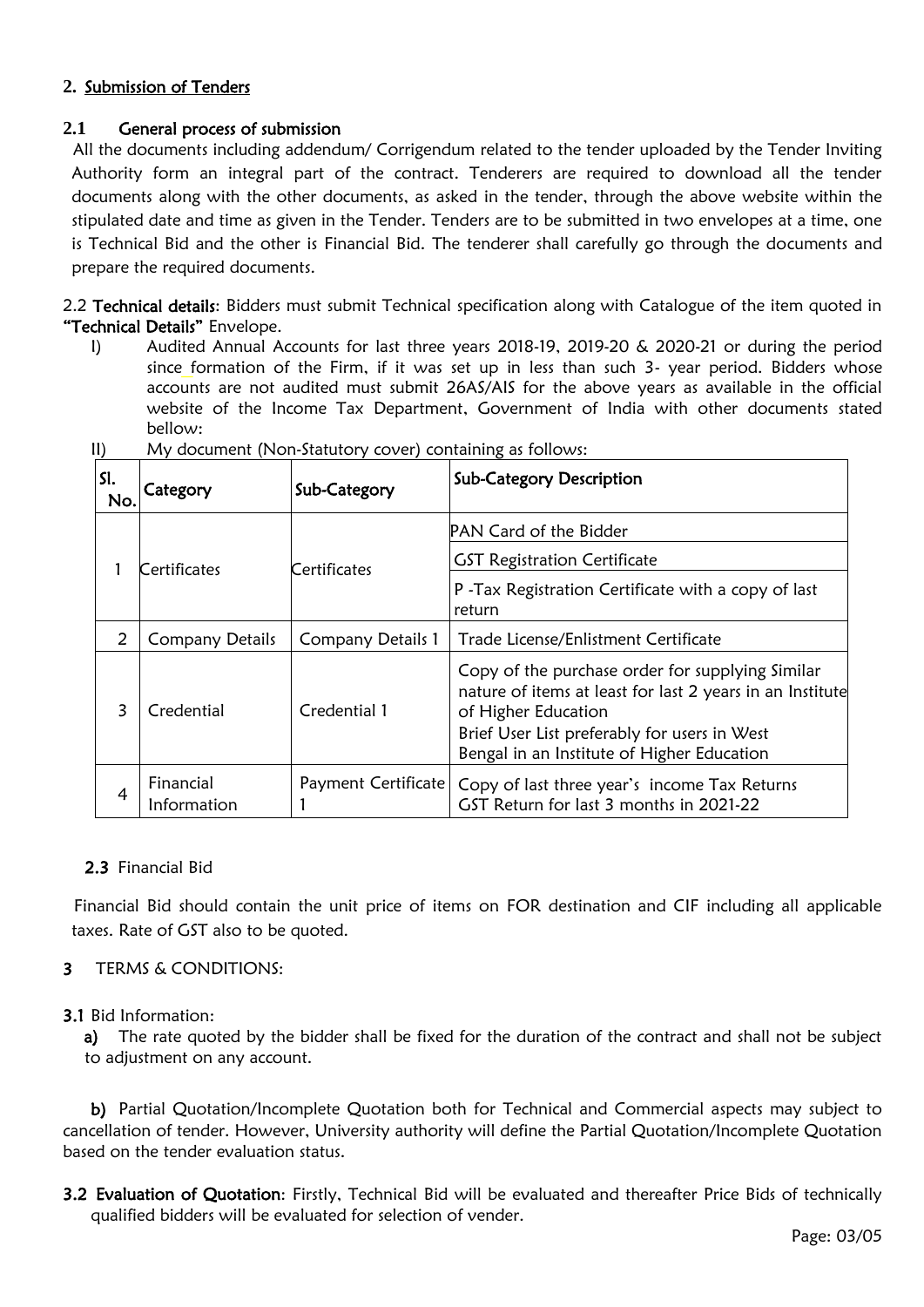## 2. Submission of Tenders

### 2.1 General process of submission

All the documents including addendum/ Corrigendum related to the tender uploaded by the Tender Inviting Authority form an integral part of the contract. Tenderers are required to download all the tender documents along with the other documents, as asked in the tender, through the above website within the stipulated date and time as given in the Tender. Tenders are to be submitted in two envelopes at a time, one is Technical Bid and the other is Financial Bid. The tenderer shall carefully go through the documents and prepare the required documents.

2.2 **Technical details**: Bidders must submit Technical specification along with Catalogue of the item quoted in **"Technical Details"** Envelope.

I) Audited Annual Accounts for last three years 2018-19, 2019-20 & 2020-21 or during the period since formation of the Firm, if it was set up in less than such 3- year period. Bidders whose accounts are not audited must submit 26AS/AIS for the above years as available in the official website of the Income Tax Department, Government of India with other documents stated bellow:

II) My document (Non-Statutory cover) containing as follows:

| Sl. No. | Category | Sub-Category | Sub-Category Description |
|---|---|---|---|
| 1 | Certificates | Certificates | PAN Card of the Bidder<br>GST Registration Certificate<br>P -Tax Registration Certificate with a copy of last return |
| 2 | Company Details | Company Details 1 | Trade License/Enlistment Certificate |
| 3 | Credential | Credential 1 | Copy of the purchase order for supplying Similar nature of items at least for last 2 years in an Institute of Higher Education<br>Brief User List preferably for users in West Bengal in an Institute of Higher Education |
| 4 | Financial Information | Payment Certificate 1 | Copy of last three year's income Tax Returns<br>GST Return for last 3 months in 2021-22 |

### 2.3 Financial Bid

Financial Bid should contain the unit price of items on FOR destination and CIF including all applicable taxes. Rate of GST also to be quoted.

## 3 TERMS & CONDITIONS:

**3.1** Bid Information:

**a)** The rate quoted by the bidder shall be fixed for the duration of the contract and shall not be subject to adjustment on any account.

**b)** Partial Quotation/Incomplete Quotation both for Technical and Commercial aspects may subject to cancellation of tender. However, University authority will define the Partial Quotation/Incomplete Quotation based on the tender evaluation status.

**3.2 Evaluation of Quotation**: Firstly, Technical Bid will be evaluated and thereafter Price Bids of technically qualified bidders will be evaluated for selection of vender.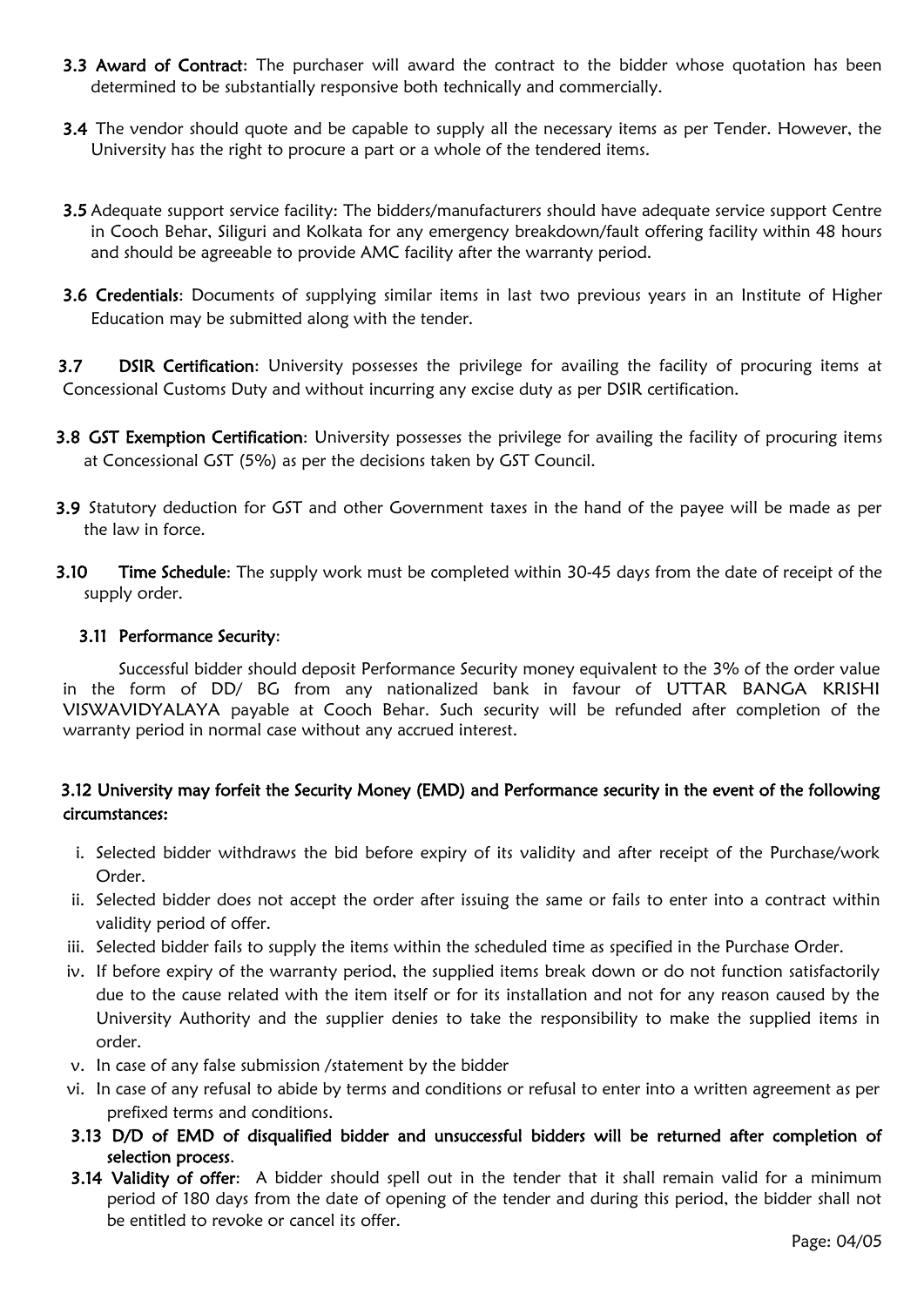**3.3 Award of Contract**: The purchaser will award the contract to the bidder whose quotation has been determined to be substantially responsive both technically and commercially.

**3.4** The vendor should quote and be capable to supply all the necessary items as per Tender. However, the University has the right to procure a part or a whole of the tendered items.

**3.5** Adequate support service facility: The bidders/manufacturers should have adequate service support Centre in Cooch Behar, Siliguri and Kolkata for any emergency breakdown/fault offering facility within 48 hours and should be agreeable to provide AMC facility after the warranty period.

**3.6 Credentials**: Documents of supplying similar items in last two previous years in an Institute of Higher Education may be submitted along with the tender.

**3.7 DSIR Certification**: University possesses the privilege for availing the facility of procuring items at Concessional Customs Duty and without incurring any excise duty as per DSIR certification.

**3.8 GST Exemption Certification**: University possesses the privilege for availing the facility of procuring items at Concessional GST (5%) as per the decisions taken by GST Council.

**3.9** Statutory deduction for GST and other Government taxes in the hand of the payee will be made as per the law in force.

**3.10 Time Schedule**: The supply work must be completed within 30-45 days from the date of receipt of the supply order.

**3.11 Performance Security**:

Successful bidder should deposit Performance Security money equivalent to the 3% of the order value in the form of DD/ BG from any nationalized bank in favour of UTTAR BANGA KRISHI VISWAVIDYALAYA payable at Cooch Behar. Such security will be refunded after completion of the warranty period in normal case without any accrued interest.

**3.12 University may forfeit the Security Money (EMD) and Performance security in the event of the following circumstances:**

i. Selected bidder withdraws the bid before expiry of its validity and after receipt of the Purchase/work Order.
ii. Selected bidder does not accept the order after issuing the same or fails to enter into a contract within validity period of offer.
iii. Selected bidder fails to supply the items within the scheduled time as specified in the Purchase Order.
iv. If before expiry of the warranty period, the supplied items break down or do not function satisfactorily due to the cause related with the item itself or for its installation and not for any reason caused by the University Authority and the supplier denies to take the responsibility to make the supplied items in order.
v. In case of any false submission /statement by the bidder
vi. In case of any refusal to abide by terms and conditions or refusal to enter into a written agreement as per prefixed terms and conditions.

**3.13 D/D of EMD of disqualified bidder and unsuccessful bidders will be returned after completion of selection process.**

**3.14 Validity of offer**: A bidder should spell out in the tender that it shall remain valid for a minimum period of 180 days from the date of opening of the tender and during this period, the bidder shall not be entitled to revoke or cancel its offer.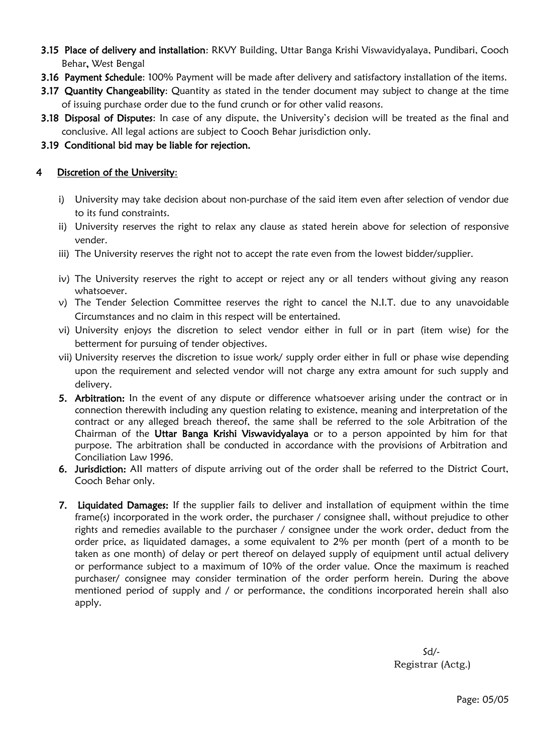**3.15 Place of delivery and installation**: RKVY Building, Uttar Banga Krishi Viswavidyalaya, Pundibari, Cooch Behar, West Bengal

**3.16 Payment Schedule**: 100% Payment will be made after delivery and satisfactory installation of the items.

**3.17 Quantity Changeability**: Quantity as stated in the tender document may subject to change at the time of issuing purchase order due to the fund crunch or for other valid reasons.

**3.18 Disposal of Disputes**: In case of any dispute, the University's decision will be treated as the final and conclusive. All legal actions are subject to Cooch Behar jurisdiction only.

**3.19 Conditional bid may be liable for rejection.**

## 4 Discretion of the University:

i) University may take decision about non-purchase of the said item even after selection of vendor due to its fund constraints.

ii) University reserves the right to relax any clause as stated herein above for selection of responsive vender.

iii) The University reserves the right not to accept the rate even from the lowest bidder/supplier.

iv) The University reserves the right to accept or reject any or all tenders without giving any reason whatsoever.

v) The Tender Selection Committee reserves the right to cancel the N.I.T. due to any unavoidable Circumstances and no claim in this respect will be entertained.

vi) University enjoys the discretion to select vendor either in full or in part (item wise) for the betterment for pursuing of tender objectives.

vii) University reserves the discretion to issue work/ supply order either in full or phase wise depending upon the requirement and selected vendor will not charge any extra amount for such supply and delivery.

**5. Arbitration:** In the event of any dispute or difference whatsoever arising under the contract or in connection therewith including any question relating to existence, meaning and interpretation of the contract or any alleged breach thereof, the same shall be referred to the sole Arbitration of the Chairman of the **Uttar Banga Krishi Viswavidyalaya** or to a person appointed by him for that purpose. The arbitration shall be conducted in accordance with the provisions of Arbitration and Conciliation Law 1996.

**6. Jurisdiction:** All matters of dispute arriving out of the order shall be referred to the District Court, Cooch Behar only.

**7. Liquidated Damages:** If the supplier fails to deliver and installation of equipment within the time frame(s) incorporated in the work order, the purchaser / consignee shall, without prejudice to other rights and remedies available to the purchaser / consignee under the work order, deduct from the order price, as liquidated damages, a some equivalent to 2% per month (pert of a month to be taken as one month) of delay or pert thereof on delayed supply of equipment until actual delivery or performance subject to a maximum of 10% of the order value. Once the maximum is reached purchaser/ consignee may consider termination of the order perform herein. During the above mentioned period of supply and / or performance, the conditions incorporated herein shall also apply.

Sd/-
Registrar (Actg.)